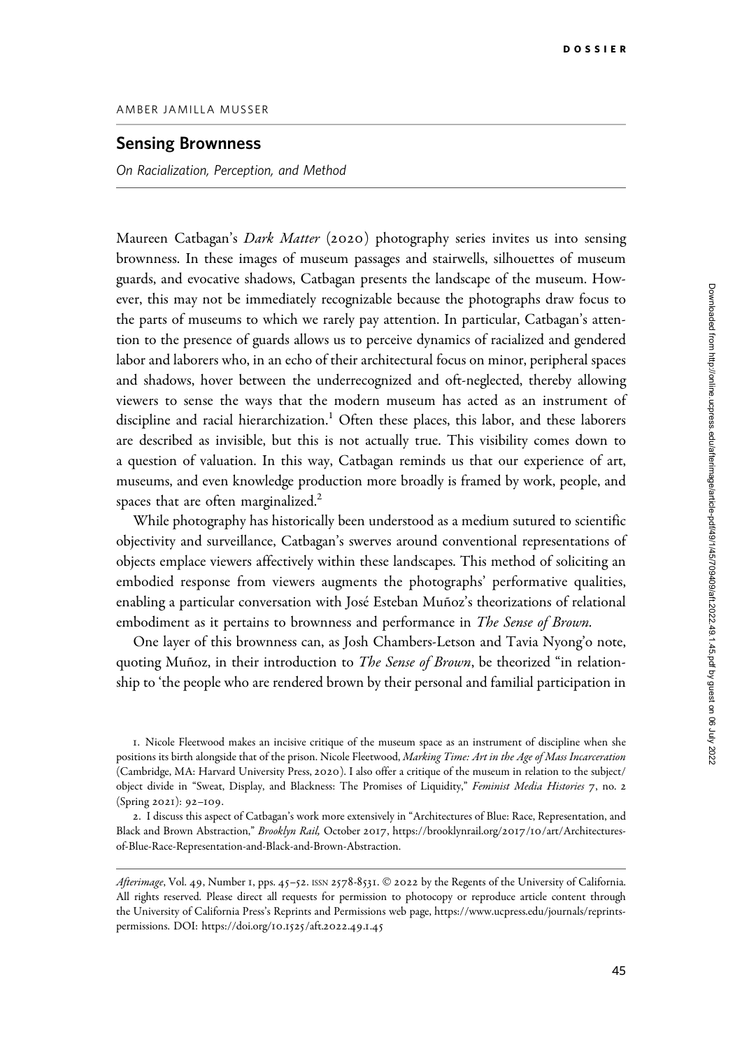DOSSIER

AMBER JAMILLA MUSSER

# Sensing Brownness

*On Racialization, Perception, and Method*

Maureen Catbagan's *Dark Matter* (2020) photography series invites us into sensing brownness. In these images of museum passages and stairwells, silhouettes of museum guards, and evocative shadows, Catbagan presents the landscape of the museum. However, this may not be immediately recognizable because the photographs draw focus to the parts of museums to which we rarely pay attention. In particular, Catbagan's attention to the presence of guards allows us to perceive dynamics of racialized and gendered labor and laborers who, in an echo of their architectural focus on minor, peripheral spaces and shadows, hover between the underrecognized and oft-neglected, thereby allowing viewers to sense the ways that the modern museum has acted as an instrument of discipline and racial hierarchization.[1] Often these places, this labor, and these laborers are described as invisible, but this is not actually true. This visibility comes down to a question of valuation. In this way, Catbagan reminds us that our experience of art, museums, and even knowledge production more broadly is framed by work, people, and spaces that are often marginalized.[2]

While photography has historically been understood as a medium sutured to scientific objectivity and surveillance, Catbagan's swerves around conventional representations of objects emplace viewers affectively within these landscapes. This method of soliciting an embodied response from viewers augments the photographs' performative qualities, enabling a particular conversation with José Esteban Muñoz's theorizations of relational embodiment as it pertains to brownness and performance in *The Sense of Brown*.

One layer of this brownness can, as Josh Chambers-Letson and Tavia Nyong'o note, quoting Muñoz, in their introduction to *The Sense of Brown*, be theorized "in relationship to 'the people who are rendered brown by their personal and familial participation in

1. Nicole Fleetwood makes an incisive critique of the museum space as an instrument of discipline when she positions its birth alongside that of the prison. Nicole Fleetwood, *Marking Time: Art in the Age of Mass Incarceration* (Cambridge, MA: Harvard University Press, 2020). I also offer a critique of the museum in relation to the subject/object divide in "Sweat, Display, and Blackness: The Promises of Liquidity," *Feminist Media Histories* 7, no. 2 (Spring 2021): 92–109.

2. I discuss this aspect of Catbagan's work more extensively in "Architectures of Blue: Race, Representation, and Black and Brown Abstraction," *Brooklyn Rail,* October 2017, https://brooklynrail.org/2017/10/art/Architectures-of-Blue-Race-Representation-and-Black-and-Brown-Abstraction.

*Afterimage*, Vol. 49, Number 1, pps. 45–52. ISSN 2578-8531. © 2022 by the Regents of the University of California. All rights reserved. Please direct all requests for permission to photocopy or reproduce article content through the University of California Press's Reprints and Permissions web page, https://www.ucpress.edu/journals/reprints-permissions. DOI: https://doi.org/10.1525/aft.2022.49.1.45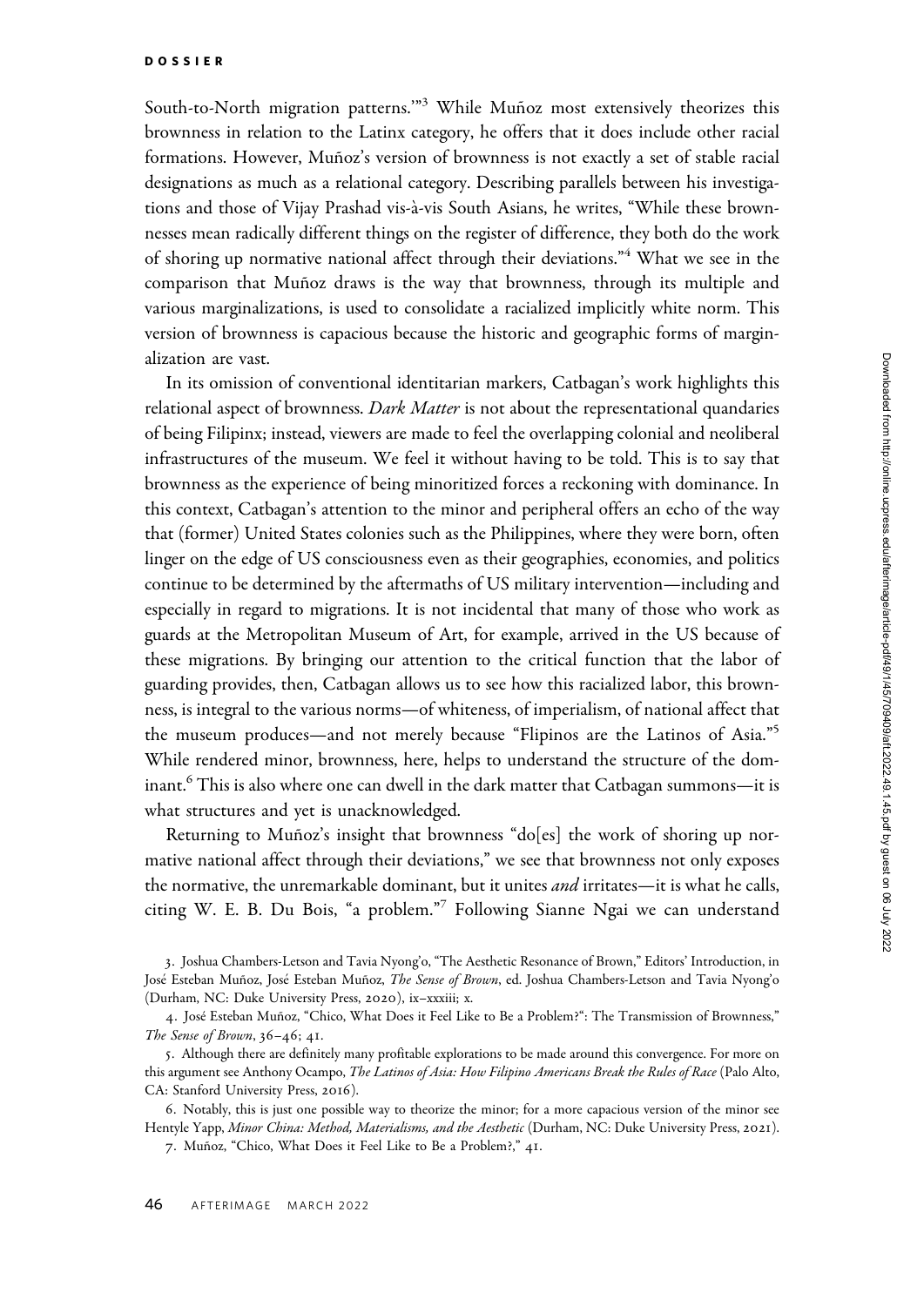South-to-North migration patterns.'"[3] While Muñoz most extensively theorizes this brownness in relation to the Latinx category, he offers that it does include other racial formations. However, Muñoz's version of brownness is not exactly a set of stable racial designations as much as a relational category. Describing parallels between his investigations and those of Vijay Prashad vis-à-vis South Asians, he writes, "While these brownnesses mean radically different things on the register of difference, they both do the work of shoring up normative national affect through their deviations."[4] What we see in the comparison that Muñoz draws is the way that brownness, through its multiple and various marginalizations, is used to consolidate a racialized implicitly white norm. This version of brownness is capacious because the historic and geographic forms of marginalization are vast.

In its omission of conventional identitarian markers, Catbagan's work highlights this relational aspect of brownness. *Dark Matter* is not about the representational quandaries of being Filipinx; instead, viewers are made to feel the overlapping colonial and neoliberal infrastructures of the museum. We feel it without having to be told. This is to say that brownness as the experience of being minoritized forces a reckoning with dominance. In this context, Catbagan's attention to the minor and peripheral offers an echo of the way that (former) United States colonies such as the Philippines, where they were born, often linger on the edge of US consciousness even as their geographies, economies, and politics continue to be determined by the aftermaths of US military intervention—including and especially in regard to migrations. It is not incidental that many of those who work as guards at the Metropolitan Museum of Art, for example, arrived in the US because of these migrations. By bringing our attention to the critical function that the labor of guarding provides, then, Catbagan allows us to see how this racialized labor, this brownness, is integral to the various norms—of whiteness, of imperialism, of national affect that the museum produces—and not merely because "Flipinos are the Latinos of Asia."[5] While rendered minor, brownness, here, helps to understand the structure of the dominant.[6] This is also where one can dwell in the dark matter that Catbagan summons—it is what structures and yet is unacknowledged.

Returning to Muñoz's insight that brownness "do[es] the work of shoring up normative national affect through their deviations," we see that brownness not only exposes the normative, the unremarkable dominant, but it unites *and* irritates—it is what he calls, citing W. E. B. Du Bois, "a problem."[7] Following Sianne Ngai we can understand

3. Joshua Chambers-Letson and Tavia Nyong'o, "The Aesthetic Resonance of Brown," Editors' Introduction, in José Esteban Muñoz, José Esteban Muñoz, *The Sense of Brown*, ed. Joshua Chambers-Letson and Tavia Nyong'o (Durham, NC: Duke University Press, 2020), ix–xxxiii; x.

4. José Esteban Muñoz, "Chico, What Does it Feel Like to Be a Problem?": The Transmission of Brownness," *The Sense of Brown*, 36–46; 41.

5. Although there are definitely many profitable explorations to be made around this convergence. For more on this argument see Anthony Ocampo, *The Latinos of Asia: How Filipino Americans Break the Rules of Race* (Palo Alto, CA: Stanford University Press, 2016).

6. Notably, this is just one possible way to theorize the minor; for a more capacious version of the minor see Hentyle Yapp, *Minor China: Method, Materialisms, and the Aesthetic* (Durham, NC: Duke University Press, 2021).

7. Muñoz, "Chico, What Does it Feel Like to Be a Problem?," 41.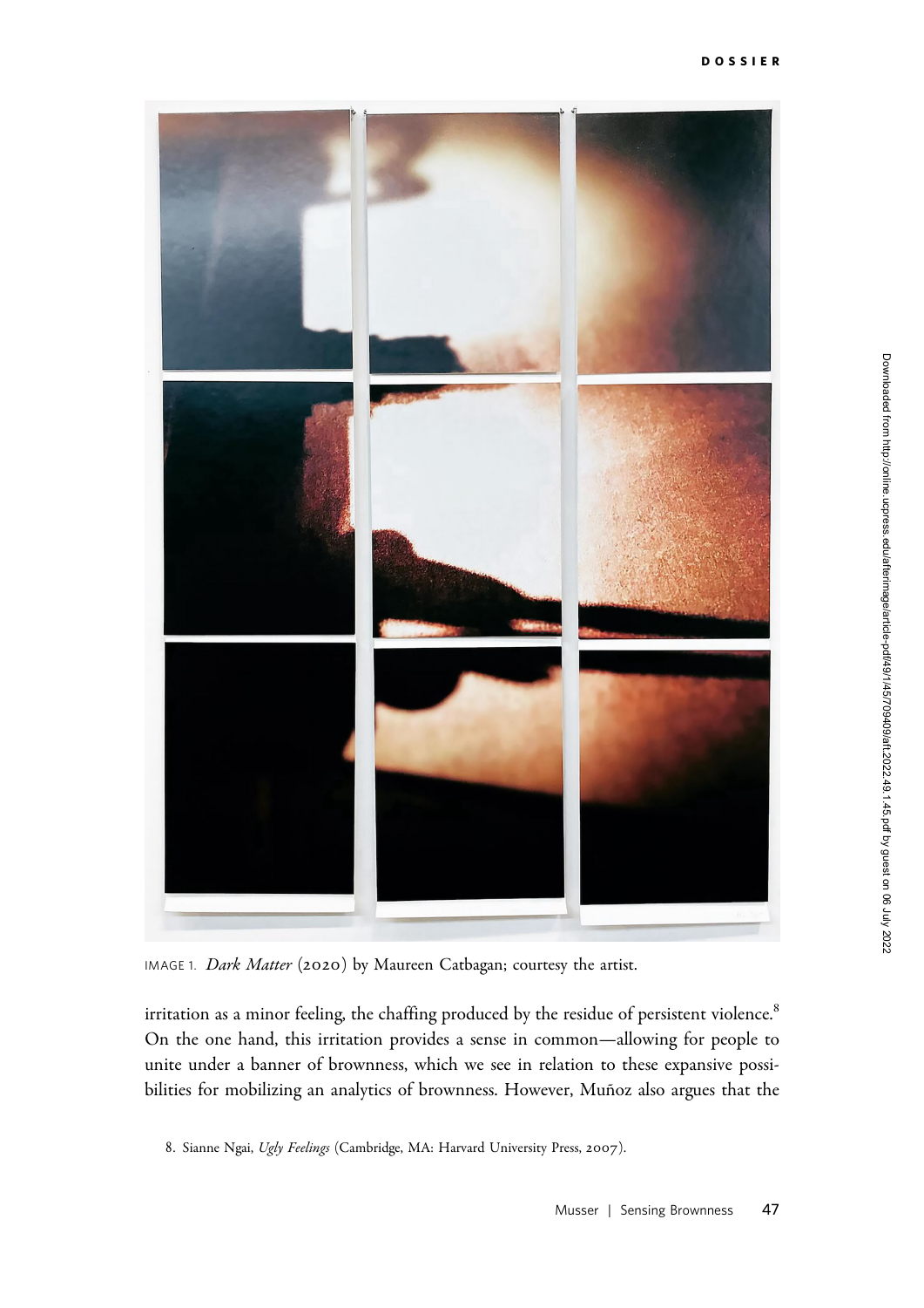IMAGE 1. *Dark Matter* (2020) by Maureen Catbagan; courtesy the artist.

irritation as a minor feeling, the chaffing produced by the residue of persistent violence.[8] On the one hand, this irritation provides a sense in common—allowing for people to unite under a banner of brownness, which we see in relation to these expansive possibilities for mobilizing an analytics of brownness. However, Muñoz also argues that the

8. Sianne Ngai, *Ugly Feelings* (Cambridge, MA: Harvard University Press, 2007).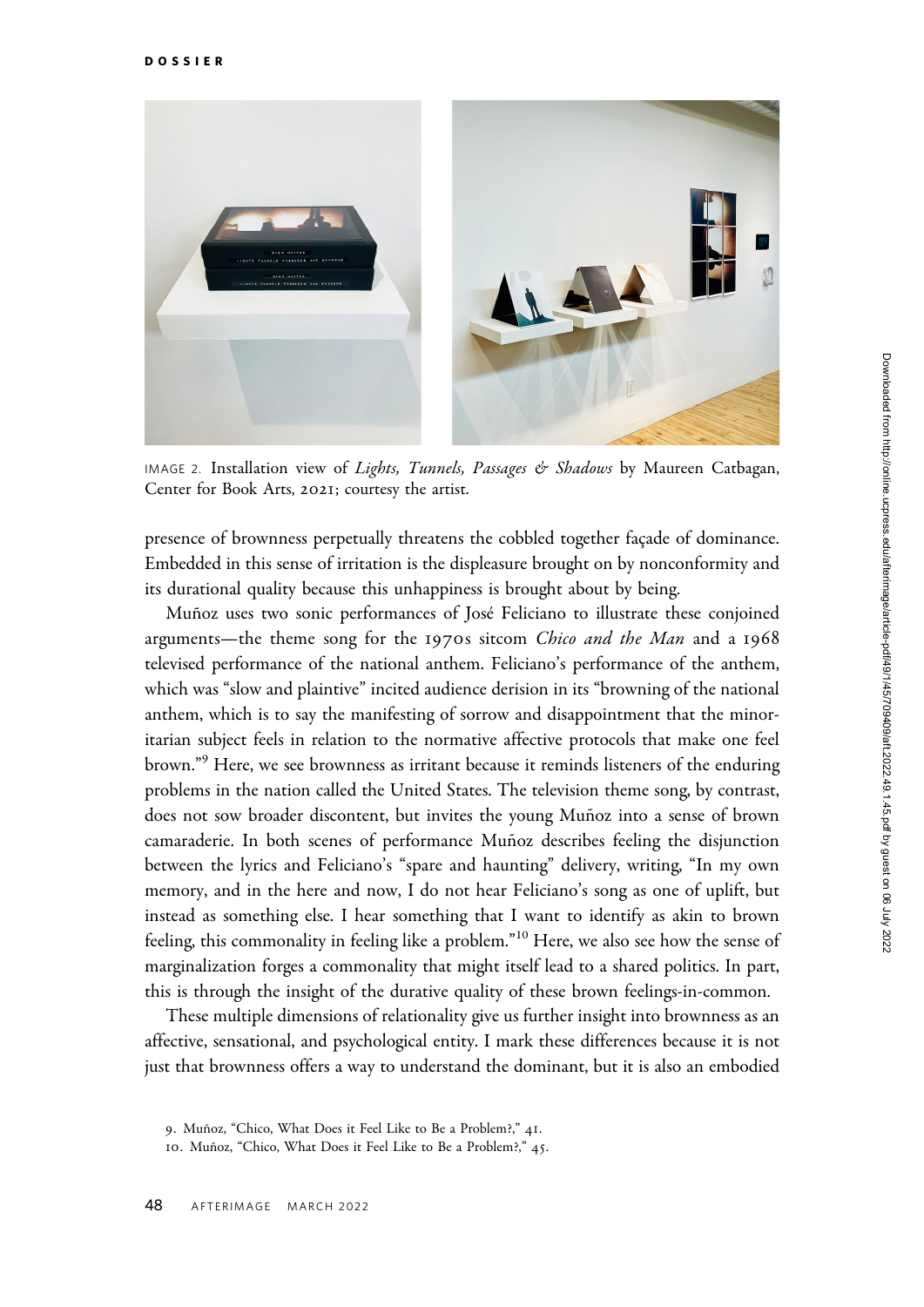IMAGE 2. Installation view of *Lights, Tunnels, Passages & Shadows* by Maureen Catbagan, Center for Book Arts, 2021; courtesy the artist.

presence of brownness perpetually threatens the cobbled together façade of dominance. Embedded in this sense of irritation is the displeasure brought on by nonconformity and its durational quality because this unhappiness is brought about by being.

Muñoz uses two sonic performances of José Feliciano to illustrate these conjoined arguments—the theme song for the 1970s sitcom *Chico and the Man* and a 1968 televised performance of the national anthem. Feliciano's performance of the anthem, which was "slow and plaintive" incited audience derision in its "browning of the national anthem, which is to say the manifesting of sorrow and disappointment that the minoritarian subject feels in relation to the normative affective protocols that make one feel brown."[9] Here, we see brownness as irritant because it reminds listeners of the enduring problems in the nation called the United States. The television theme song, by contrast, does not sow broader discontent, but invites the young Muñoz into a sense of brown camaraderie. In both scenes of performance Muñoz describes feeling the disjunction between the lyrics and Feliciano's "spare and haunting" delivery, writing, "In my own memory, and in the here and now, I do not hear Feliciano's song as one of uplift, but instead as something else. I hear something that I want to identify as akin to brown feeling, this commonality in feeling like a problem."[10] Here, we also see how the sense of marginalization forges a commonality that might itself lead to a shared politics. In part, this is through the insight of the durative quality of these brown feelings-in-common.

These multiple dimensions of relationality give us further insight into brownness as an affective, sensational, and psychological entity. I mark these differences because it is not just that brownness offers a way to understand the dominant, but it is also an embodied

9. Muñoz, "Chico, What Does it Feel Like to Be a Problem?," 41.

10. Muñoz, "Chico, What Does it Feel Like to Be a Problem?," 45.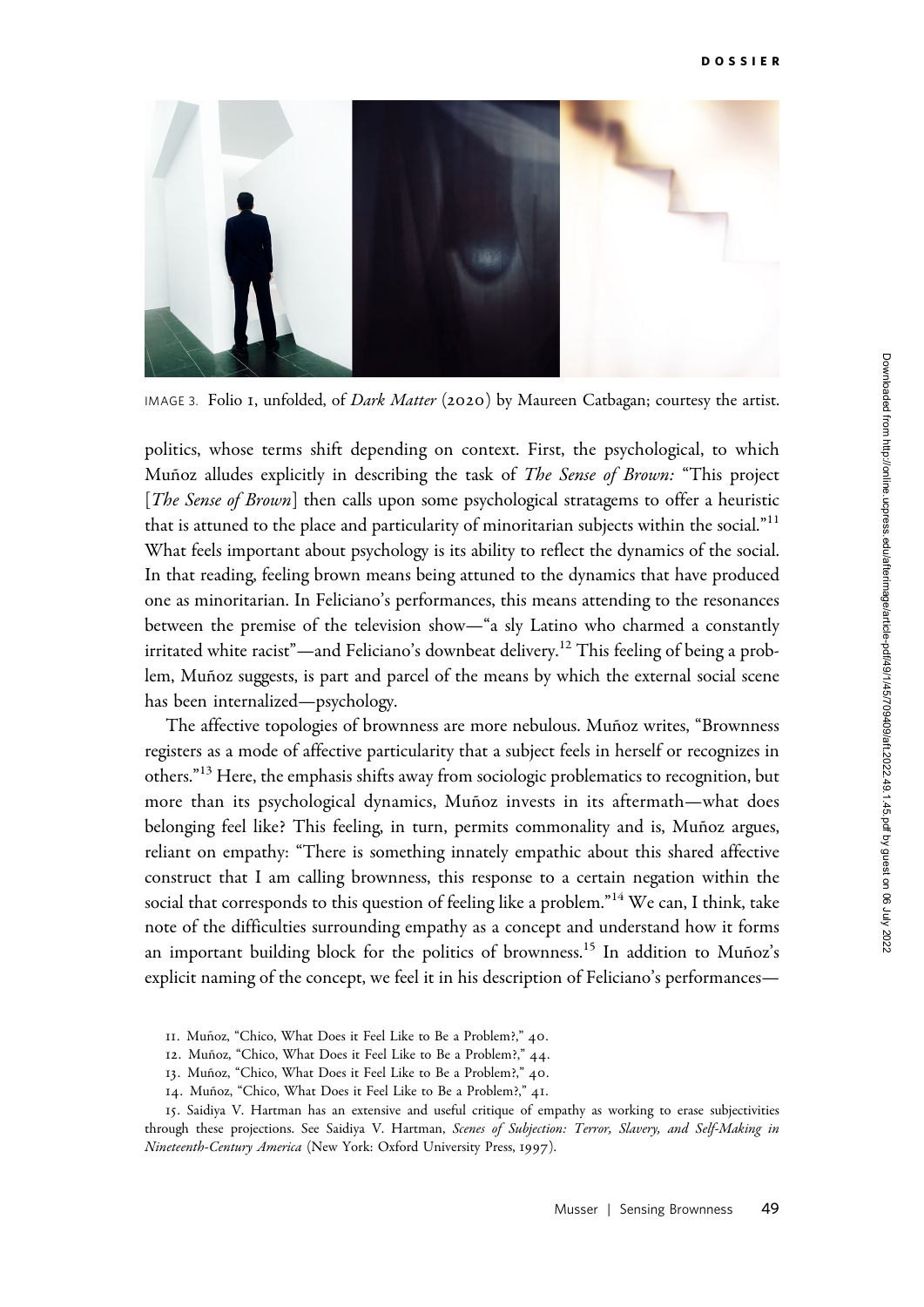IMAGE 3. Folio 1, unfolded, of *Dark Matter* (2020) by Maureen Catbagan; courtesy the artist.

politics, whose terms shift depending on context. First, the psychological, to which Muñoz alludes explicitly in describing the task of *The Sense of Brown:* "This project [*The Sense of Brown*] then calls upon some psychological stratagems to offer a heuristic that is attuned to the place and particularity of minoritarian subjects within the social."[11] What feels important about psychology is its ability to reflect the dynamics of the social. In that reading, feeling brown means being attuned to the dynamics that have produced one as minoritarian. In Feliciano's performances, this means attending to the resonances between the premise of the television show—"a sly Latino who charmed a constantly irritated white racist"—and Feliciano's downbeat delivery.[12] This feeling of being a problem, Muñoz suggests, is part and parcel of the means by which the external social scene has been internalized—psychology.

The affective topologies of brownness are more nebulous. Muñoz writes, "Brownness registers as a mode of affective particularity that a subject feels in herself or recognizes in others."[13] Here, the emphasis shifts away from sociologic problematics to recognition, but more than its psychological dynamics, Muñoz invests in its aftermath—what does belonging feel like? This feeling, in turn, permits commonality and is, Muñoz argues, reliant on empathy: "There is something innately empathic about this shared affective construct that I am calling brownness, this response to a certain negation within the social that corresponds to this question of feeling like a problem."[14] We can, I think, take note of the difficulties surrounding empathy as a concept and understand how it forms an important building block for the politics of brownness.[15] In addition to Muñoz's explicit naming of the concept, we feel it in his description of Feliciano's performances—

11. Muñoz, "Chico, What Does it Feel Like to Be a Problem?," 40.
12. Muñoz, "Chico, What Does it Feel Like to Be a Problem?," 44.
13. Muñoz, "Chico, What Does it Feel Like to Be a Problem?," 40.
14. Muñoz, "Chico, What Does it Feel Like to Be a Problem?," 41.
15. Saidiya V. Hartman has an extensive and useful critique of empathy as working to erase subjectivities through these projections. See Saidiya V. Hartman, *Scenes of Subjection: Terror, Slavery, and Self-Making in Nineteenth-Century America* (New York: Oxford University Press, 1997).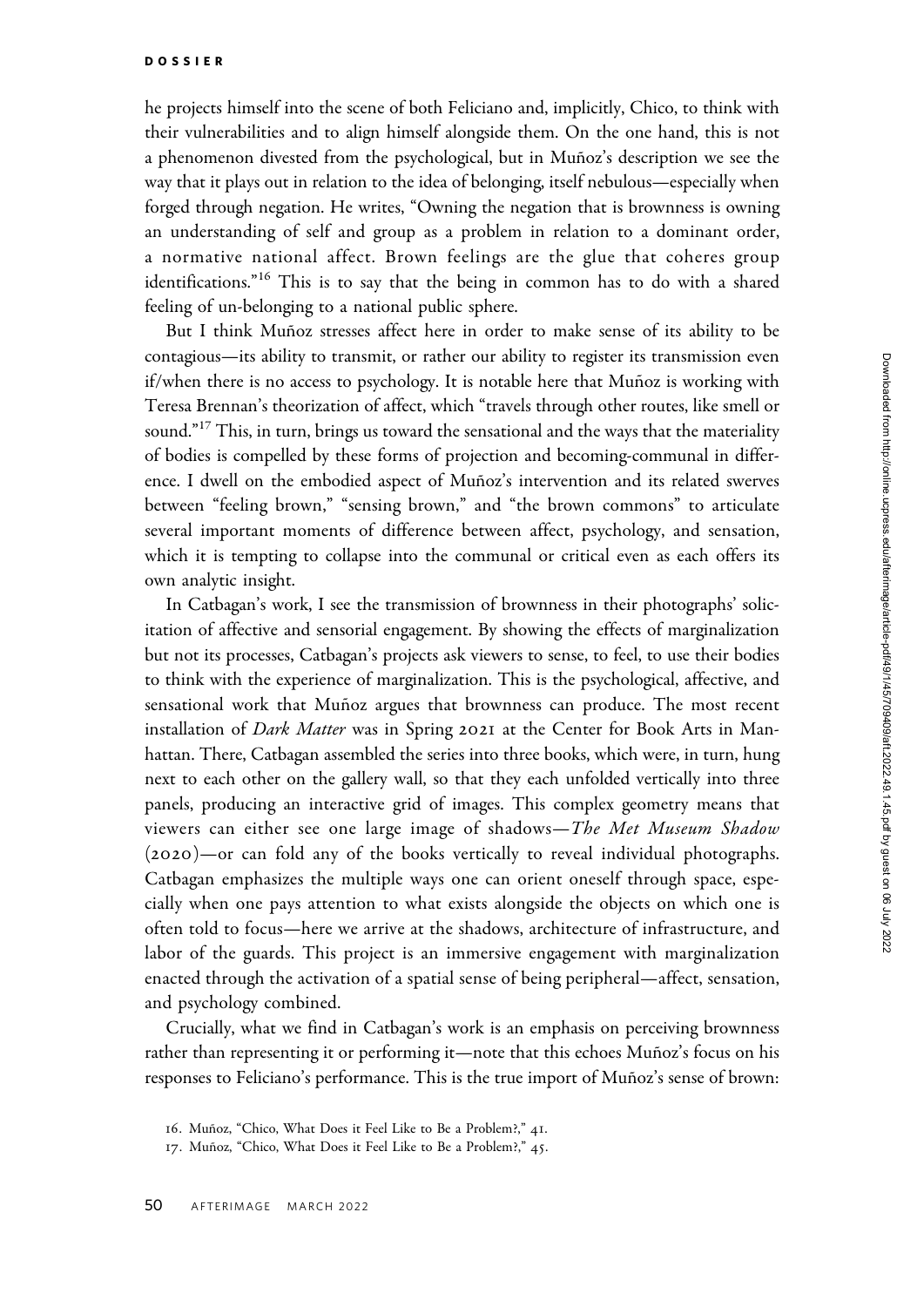he projects himself into the scene of both Feliciano and, implicitly, Chico, to think with their vulnerabilities and to align himself alongside them. On the one hand, this is not a phenomenon divested from the psychological, but in Muñoz's description we see the way that it plays out in relation to the idea of belonging, itself nebulous—especially when forged through negation. He writes, "Owning the negation that is brownness is owning an understanding of self and group as a problem in relation to a dominant order, a normative national affect. Brown feelings are the glue that coheres group identifications."[16] This is to say that the being in common has to do with a shared feeling of un-belonging to a national public sphere.

But I think Muñoz stresses affect here in order to make sense of its ability to be contagious—its ability to transmit, or rather our ability to register its transmission even if/when there is no access to psychology. It is notable here that Muñoz is working with Teresa Brennan's theorization of affect, which "travels through other routes, like smell or sound."[17] This, in turn, brings us toward the sensational and the ways that the materiality of bodies is compelled by these forms of projection and becoming-communal in difference. I dwell on the embodied aspect of Muñoz's intervention and its related swerves between "feeling brown," "sensing brown," and "the brown commons" to articulate several important moments of difference between affect, psychology, and sensation, which it is tempting to collapse into the communal or critical even as each offers its own analytic insight.

In Catbagan's work, I see the transmission of brownness in their photographs' solicitation of affective and sensorial engagement. By showing the effects of marginalization but not its processes, Catbagan's projects ask viewers to sense, to feel, to use their bodies to think with the experience of marginalization. This is the psychological, affective, and sensational work that Muñoz argues that brownness can produce. The most recent installation of *Dark Matter* was in Spring 2021 at the Center for Book Arts in Manhattan. There, Catbagan assembled the series into three books, which were, in turn, hung next to each other on the gallery wall, so that they each unfolded vertically into three panels, producing an interactive grid of images. This complex geometry means that viewers can either see one large image of shadows—*The Met Museum Shadow* (2020)—or can fold any of the books vertically to reveal individual photographs. Catbagan emphasizes the multiple ways one can orient oneself through space, especially when one pays attention to what exists alongside the objects on which one is often told to focus—here we arrive at the shadows, architecture of infrastructure, and labor of the guards. This project is an immersive engagement with marginalization enacted through the activation of a spatial sense of being peripheral—affect, sensation, and psychology combined.

Crucially, what we find in Catbagan's work is an emphasis on perceiving brownness rather than representing it or performing it—note that this echoes Muñoz's focus on his responses to Feliciano's performance. This is the true import of Muñoz's sense of brown:

16. Muñoz, "Chico, What Does it Feel Like to Be a Problem?," 41.

17. Muñoz, "Chico, What Does it Feel Like to Be a Problem?," 45.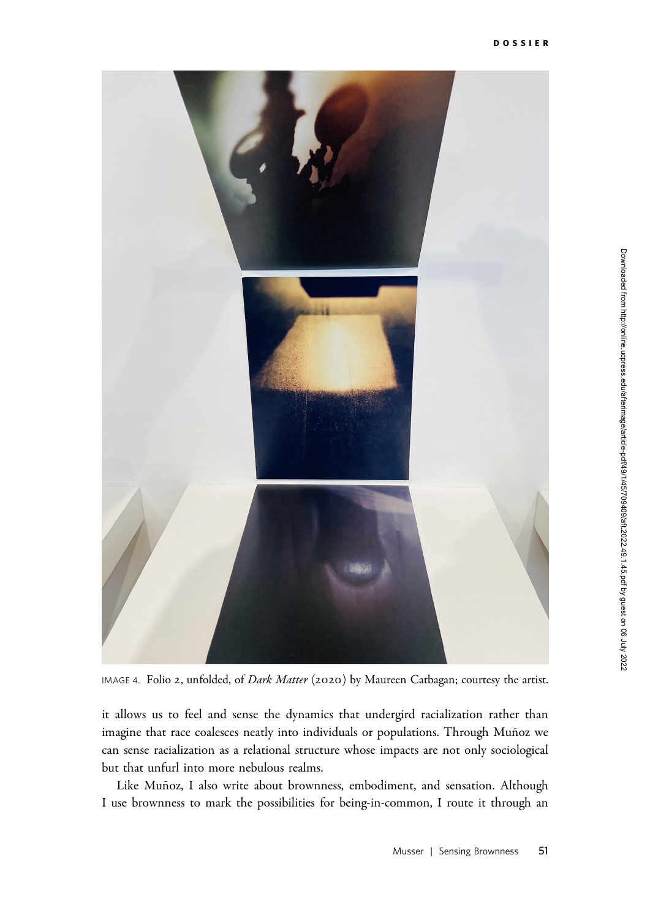IMAGE 4. Folio 2, unfolded, of *Dark Matter* (2020) by Maureen Catbagan; courtesy the artist.

it allows us to feel and sense the dynamics that undergird racialization rather than imagine that race coalesces neatly into individuals or populations. Through Muñoz we can sense racialization as a relational structure whose impacts are not only sociological but that unfurl into more nebulous realms.

Like Muñoz, I also write about brownness, embodiment, and sensation. Although I use brownness to mark the possibilities for being-in-common, I route it through an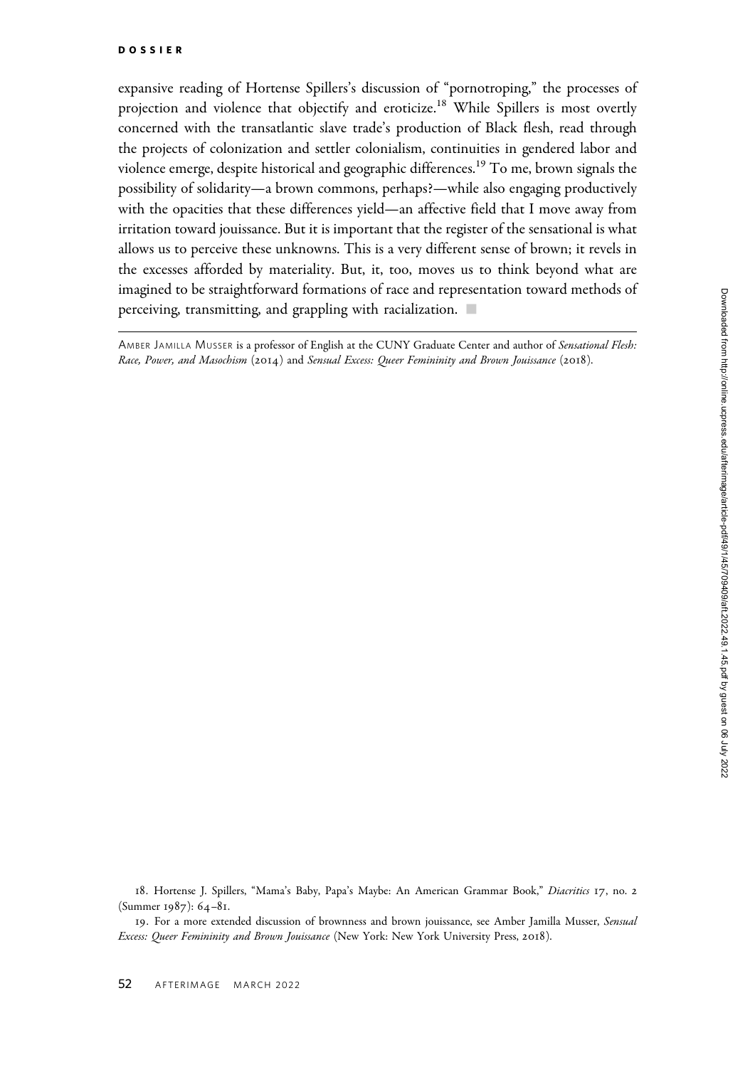expansive reading of Hortense Spillers's discussion of "pornotroping," the processes of projection and violence that objectify and eroticize.[18] While Spillers is most overtly concerned with the transatlantic slave trade's production of Black flesh, read through the projects of colonization and settler colonialism, continuities in gendered labor and violence emerge, despite historical and geographic differences.[19] To me, brown signals the possibility of solidarity—a brown commons, perhaps?—while also engaging productively with the opacities that these differences yield—an affective field that I move away from irritation toward jouissance. But it is important that the register of the sensational is what allows us to perceive these unknowns. This is a very different sense of brown; it revels in the excesses afforded by materiality. But, it, too, moves us to think beyond what are imagined to be straightforward formations of race and representation toward methods of perceiving, transmitting, and grappling with racialization. ■

---

AMBER JAMILLA MUSSER is a professor of English at the CUNY Graduate Center and author of *Sensational Flesh: Race, Power, and Masochism* (2014) and *Sensual Excess: Queer Femininity and Brown Jouissance* (2018).

---

18. Hortense J. Spillers, "Mama's Baby, Papa's Maybe: An American Grammar Book," *Diacritics* 17, no. 2 (Summer 1987): 64–81.

19. For a more extended discussion of brownness and brown jouissance, see Amber Jamilla Musser, *Sensual Excess: Queer Femininity and Brown Jouissance* (New York: New York University Press, 2018).